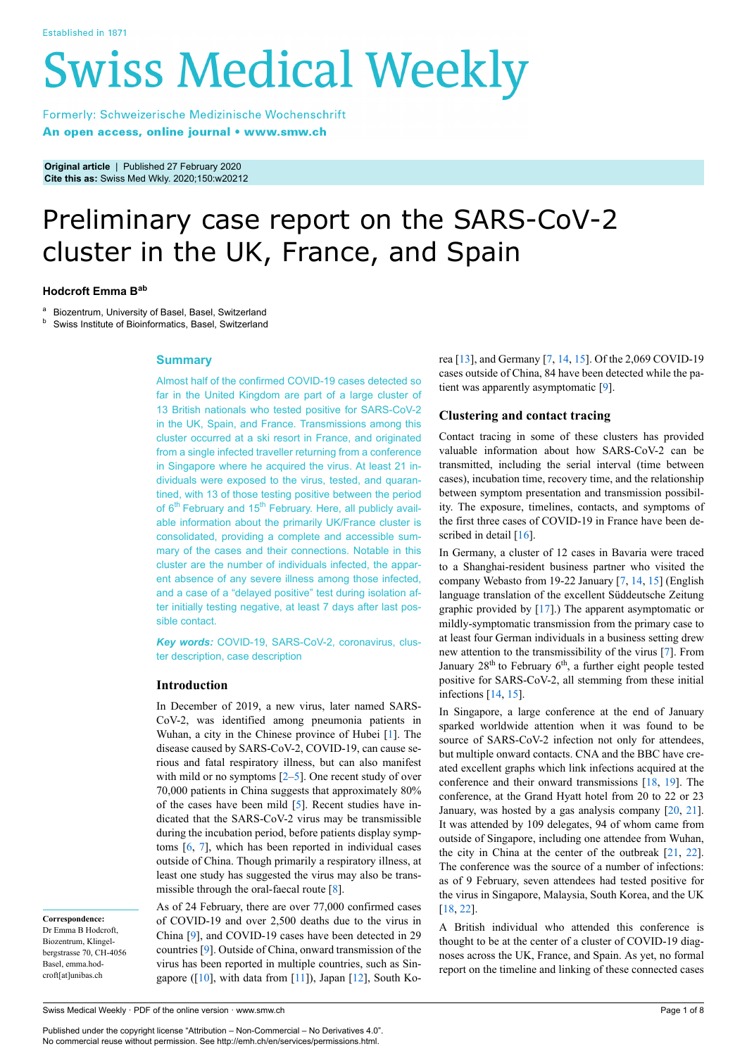Established in 1871

# Swiss Medical Weekly

Formerly: Schweizerische Medizinische Wochenschrift
**An open access, online journal • www.smw.ch**

**Original article** | Published 27 February 2020
**Cite this as:** Swiss Med Wkly. 2020;150:w20212

# Preliminary case report on the SARS-CoV-2 cluster in the UK, France, and Spain

**Hodcroft Emma B**[ab]

[a] Biozentrum, University of Basel, Basel, Switzerland
[b] Swiss Institute of Bioinformatics, Basel, Switzerland

## Summary

Almost half of the confirmed COVID-19 cases detected so far in the United Kingdom are part of a large cluster of 13 British nationals who tested positive for SARS-CoV-2 in the UK, Spain, and France. Transmissions among this cluster occurred at a ski resort in France, and originated from a single infected traveller returning from a conference in Singapore where he acquired the virus. At least 21 individuals were exposed to the virus, tested, and quarantined, with 13 of those testing positive between the period of 6th February and 15th February. Here, all publicly available information about the primarily UK/France cluster is consolidated, providing a complete and accessible summary of the cases and their connections. Notable in this cluster are the number of individuals infected, the apparent absence of any severe illness among those infected, and a case of a “delayed positive” test during isolation after initially testing negative, at least 7 days after last possible contact.

***Key words:*** COVID-19, SARS-CoV-2, coronavirus, cluster description, case description

## Introduction

In December of 2019, a new virus, later named SARS-CoV-2, was identified among pneumonia patients in Wuhan, a city in the Chinese province of Hubei [1]. The disease caused by SARS-CoV-2, COVID-19, can cause serious and fatal respiratory illness, but can also manifest with mild or no symptoms [2–5]. One recent study of over 70,000 patients in China suggests that approximately 80% of the cases have been mild [5]. Recent studies have indicated that the SARS-CoV-2 virus may be transmissible during the incubation period, before patients display symptoms [6, 7], which has been reported in individual cases outside of China. Though primarily a respiratory illness, at least one study has suggested the virus may also be transmissible through the oral-faecal route [8].

As of 24 February, there are over 77,000 confirmed cases of COVID-19 and over 2,500 deaths due to the virus in China [9], and COVID-19 cases have been detected in 29 countries [9]. Outside of China, onward transmission of the virus has been reported in multiple countries, such as Singapore ([10], with data from [11]), Japan [12], South Korea [13], and Germany [7, 14, 15]. Of the 2,069 COVID-19 cases outside of China, 84 have been detected while the patient was apparently asymptomatic [9].

## Clustering and contact tracing

Contact tracing in some of these clusters has provided valuable information about how SARS-CoV-2 can be transmitted, including the serial interval (time between cases), incubation time, recovery time, and the relationship between symptom presentation and transmission possibility. The exposure, timelines, contacts, and symptoms of the first three cases of COVID-19 in France have been described in detail [16].

In Germany, a cluster of 12 cases in Bavaria were traced to a Shanghai-resident business partner who visited the company Webasto from 19-22 January [7, 14, 15] (English language translation of the excellent Süddeutsche Zeitung graphic provided by [17].) The apparent asymptomatic or mildly-symptomatic transmission from the primary case to at least four German individuals in a business setting drew new attention to the transmissibility of the virus [7]. From January 28th to February 6th, a further eight people tested positive for SARS-CoV-2, all stemming from these initial infections [14, 15].

In Singapore, a large conference at the end of January sparked worldwide attention when it was found to be source of SARS-CoV-2 infection not only for attendees, but multiple onward contacts. CNA and the BBC have created excellent graphs which link infections acquired at the conference and their onward transmissions [18, 19]. The conference, at the Grand Hyatt hotel from 20 to 22 or 23 January, was hosted by a gas analysis company [20, 21]. It was attended by 109 delegates, 94 of whom came from outside of Singapore, including one attendee from Wuhan, the city in China at the center of the outbreak [21, 22]. The conference was the source of a number of infections: as of 9 February, seven attendees had tested positive for the virus in Singapore, Malaysia, South Korea, and the UK [18, 22].

A British individual who attended this conference is thought to be at the center of a cluster of COVID-19 diagnoses across the UK, France, and Spain. As yet, no formal report on the timeline and linking of these connected cases

**Correspondence:**
Dr Emma B Hodcroft, Biozentrum, Klingelbergstrasse 70, CH-4056 Basel, emma.hodcroft[at]unibas.ch

Published under the copyright license “Attribution – Non-Commercial – No Derivatives 4.0”.
No commercial reuse without permission. See http://emh.ch/en/services/permissions.html.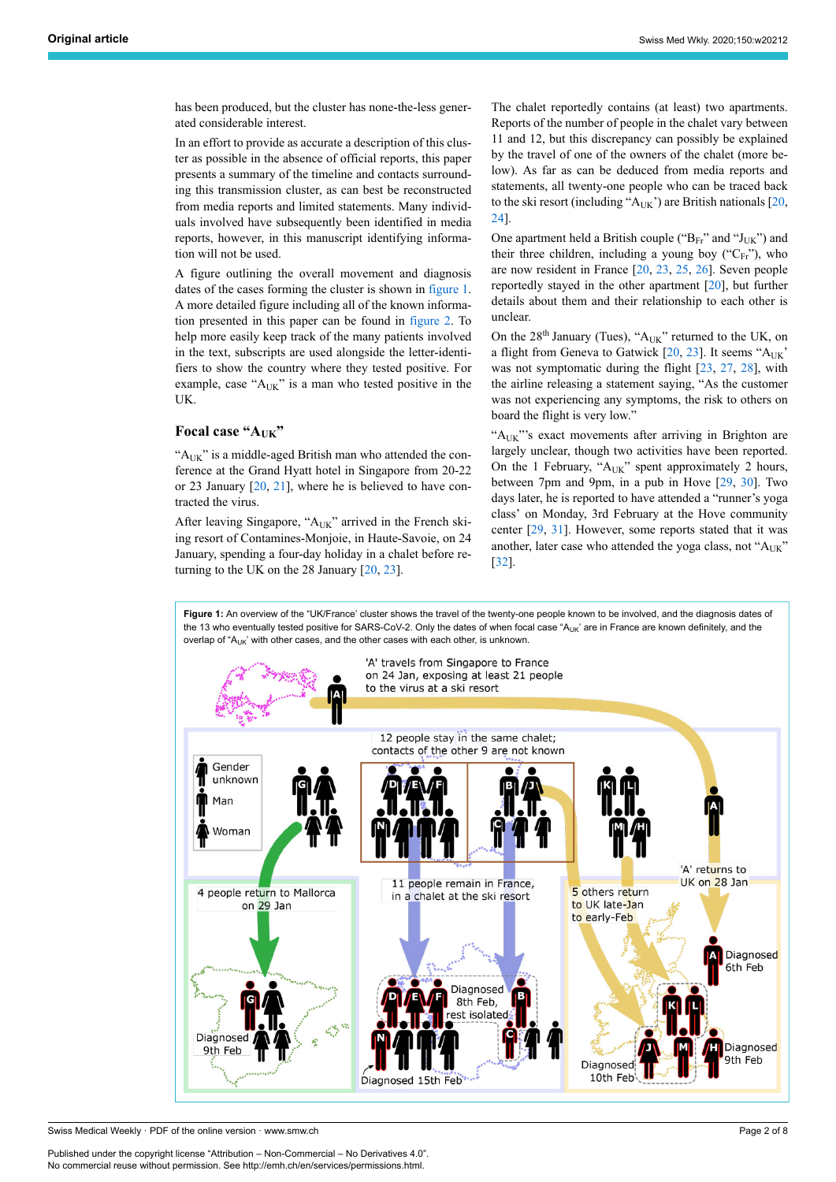has been produced, but the cluster has none-the-less generated considerable interest.

In an effort to provide as accurate a description of this cluster as possible in the absence of official reports, this paper presents a summary of the timeline and contacts surrounding this transmission cluster, as can best be reconstructed from media reports and limited statements. Many individuals involved have subsequently been identified in media reports, however, in this manuscript identifying information will not be used.

A figure outlining the overall movement and diagnosis dates of the cases forming the cluster is shown in figure 1. A more detailed figure including all of the known information presented in this paper can be found in figure 2. To help more easily keep track of the many patients involved in the text, subscripts are used alongside the letter-identifiers to show the country where they tested positive. For example, case "$A_{UK}$" is a man who tested positive in the UK.

## Focal case "$A_{UK}$"

"$A_{UK}$" is a middle-aged British man who attended the conference at the Grand Hyatt hotel in Singapore from 20-22 or 23 January [20, 21], where he is believed to have contracted the virus.

After leaving Singapore, "$A_{UK}$" arrived in the French skiing resort of Contamines-Monjoie, in Haute-Savoie, on 24 January, spending a four-day holiday in a chalet before returning to the UK on the 28 January [20, 23].

The chalet reportedly contains (at least) two apartments. Reports of the number of people in the chalet vary between 11 and 12, but this discrepancy can possibly be explained by the travel of one of the owners of the chalet (more below). As far as can be deduced from media reports and statements, all twenty-one people who can be traced back to the ski resort (including "$A_{UK}$") are British nationals [20, 24].

One apartment held a British couple ("$B_{Fr}$" and "$J_{UK}$") and their three children, including a young boy ("$C_{Fr}$"), who are now resident in France [20, 23, 25, 26]. Seven people reportedly stayed in the other apartment [20], but further details about them and their relationship to each other is unclear.

On the 28th January (Tues), "$A_{UK}$" returned to the UK, on a flight from Geneva to Gatwick [20, 23]. It seems "$A_{UK}$' was not symptomatic during the flight [23, 27, 28], with the airline releasing a statement saying, "As the customer was not experiencing any symptoms, the risk to others on board the flight is very low."

"$A_{UK}$"'s exact movements after arriving in Brighton are largely unclear, though two activities have been reported. On the 1 February, "$A_{UK}$" spent approximately 2 hours, between 7pm and 9pm, in a pub in Hove [29, 30]. Two days later, he is reported to have attended a "runner's yoga class' on Monday, 3rd February at the Hove community center [29, 31]. However, some reports stated that it was another, later case who attended the yoga class, not "$A_{UK}$" [32].

**Figure 1:** An overview of the 'UK/France' cluster shows the travel of the twenty-one people known to be involved, and the diagnosis dates of the 13 who eventually tested positive for SARS-CoV-2. Only the dates of when focal case "$A_{UK}$' are in France are known definitely, and the overlap of '$A_{UK}$' with other cases, and the other cases with each other, is unknown.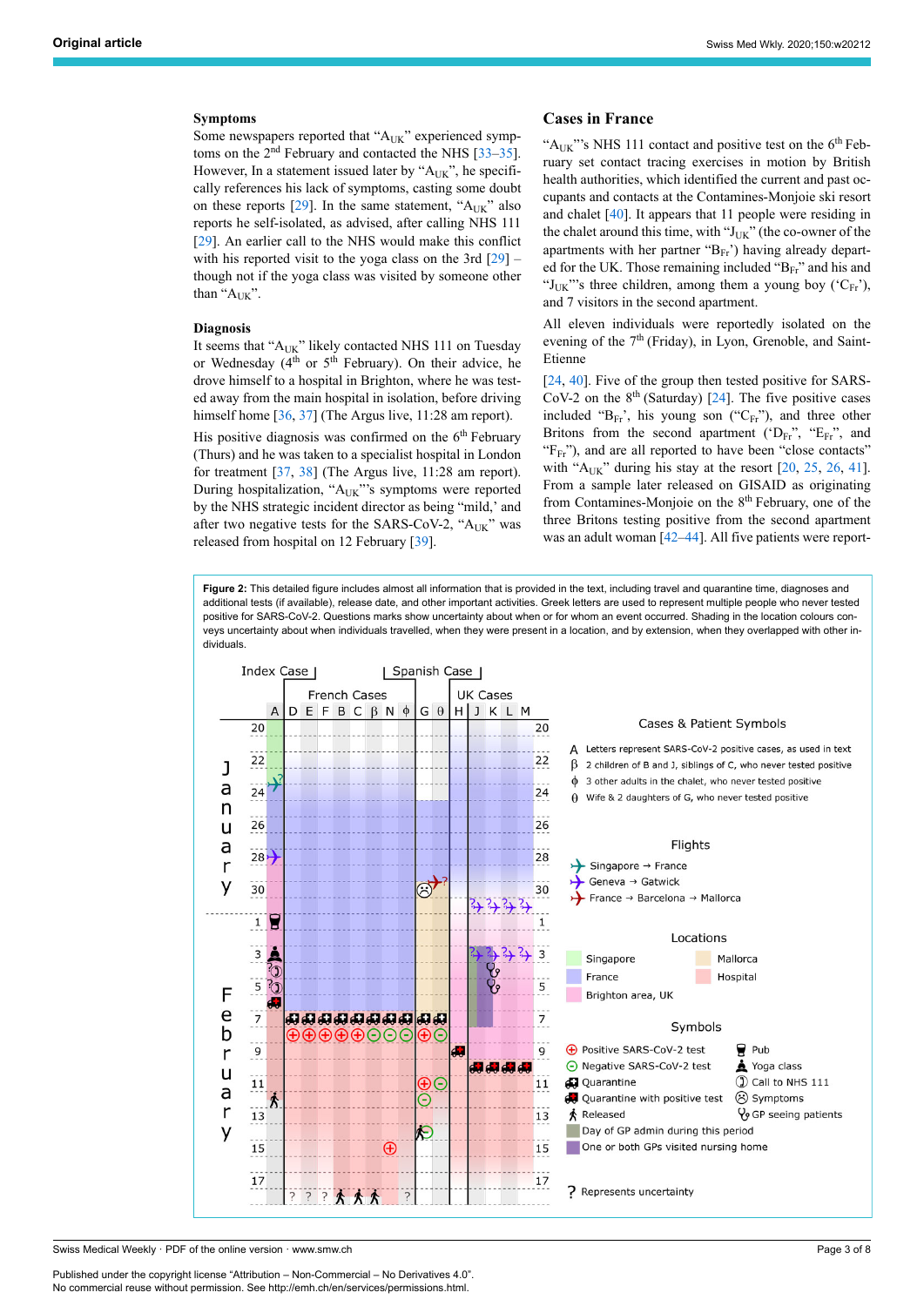### Symptoms

Some newspapers reported that "$A_{UK}$" experienced symptoms on the 2nd February and contacted the NHS [33–35]. However, In a statement issued later by "$A_{UK}$", he specifically references his lack of symptoms, casting some doubt on these reports [29]. In the same statement, "$A_{UK}$" also reports he self-isolated, as advised, after calling NHS 111 [29]. An earlier call to the NHS would make this conflict with his reported visit to the yoga class on the 3rd [29] – though not if the yoga class was visited by someone other than "$A_{UK}$".

### Diagnosis

It seems that "$A_{UK}$" likely contacted NHS 111 on Tuesday or Wednesday (4th or 5th February). On their advice, he drove himself to a hospital in Brighton, where he was tested away from the main hospital in isolation, before driving himself home [36, 37] (The Argus live, 11:28 am report).

His positive diagnosis was confirmed on the 6th February (Thurs) and he was taken to a specialist hospital in London for treatment [37, 38] (The Argus live, 11:28 am report). During hospitalization, "$A_{UK}$"'s symptoms were reported by the NHS strategic incident director as being "mild," and after two negative tests for the SARS-CoV-2, "$A_{UK}$" was released from hospital on 12 February [39].

### Cases in France

"$A_{UK}$"'s NHS 111 contact and positive test on the 6th February set contact tracing exercises in motion by British health authorities, which identified the current and past occupants and contacts at the Contamines-Monjoie ski resort and chalet [40]. It appears that 11 people were residing in the chalet around this time, with "$J_{UK}$" (the co-owner of the apartments with her partner "$B_{Fr}$") having already departed for the UK. Those remaining included "$B_{Fr}$" and his and "$J_{UK}$"'s three children, among them a young boy ('$C_{Fr}$'), and 7 visitors in the second apartment.

All eleven individuals were reportedly isolated on the evening of the 7th (Friday), in Lyon, Grenoble, and Saint-Etienne

[24, 40]. Five of the group then tested positive for SARS-CoV-2 on the 8th (Saturday) [24]. The five positive cases included "$B_{Fr}$", his young son ("$C_{Fr}$"), and three other Britons from the second apartment ('$D_{Fr}$", "$E_{Fr}$", and "$F_{Fr}$"), and are all reported to have been "close contacts" with "$A_{UK}$" during his stay at the resort [20, 25, 26, 41]. From a sample later released on GISAID as originating from Contamines-Monjoie on the 8th February, one of the three Britons testing positive from the second apartment was an adult woman [42–44]. All five patients were report-

**Figure 2:** This detailed figure includes almost all information that is provided in the text, including travel and quarantine time, diagnoses and additional tests (if available), release date, and other important activities. Greek letters are used to represent multiple people who never tested positive for SARS-CoV-2. Questions marks show uncertainty about when or for whom an event occurred. Shading in the location colours conveys uncertainty about when individuals travelled, when they were present in a location, and by extension, when they overlapped with other individuals.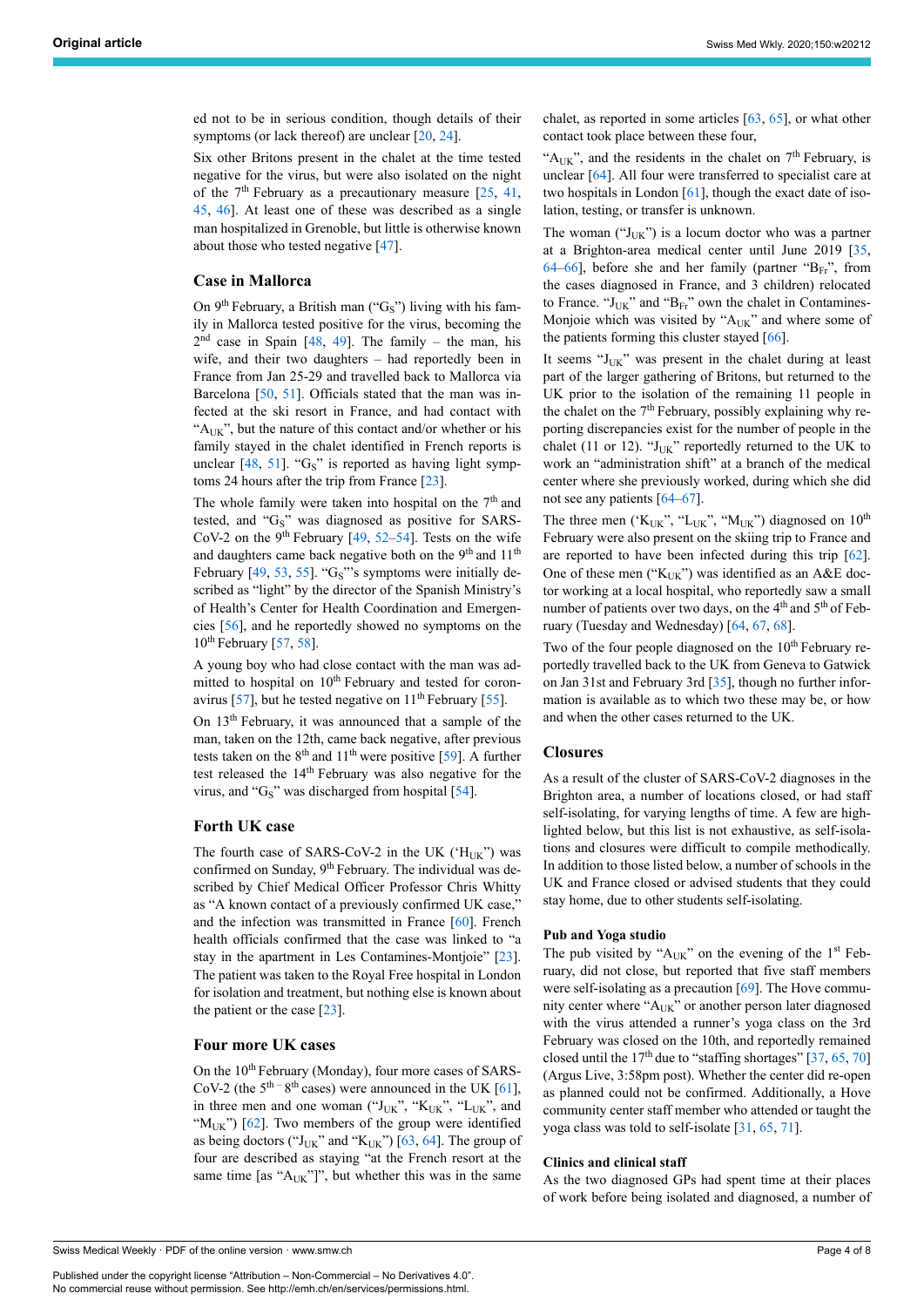ed not to be in serious condition, though details of their symptoms (or lack thereof) are unclear [20, 24].

Six other Britons present in the chalet at the time tested negative for the virus, but were also isolated on the night of the 7th February as a precautionary measure [25, 41, 45, 46]. At least one of these was described as a single man hospitalized in Grenoble, but little is otherwise known about those who tested negative [47].

### Case in Mallorca

On 9th February, a British man ("$G_S$") living with his family in Mallorca tested positive for the virus, becoming the 2nd case in Spain [48, 49]. The family – the man, his wife, and their two daughters – had reportedly been in France from Jan 25-29 and travelled back to Mallorca via Barcelona [50, 51]. Officials stated that the man was infected at the ski resort in France, and had contact with "$A_{UK}$", but the nature of this contact and/or whether or his family stayed in the chalet identified in French reports is unclear [48, 51]. "$G_S$" is reported as having light symptoms 24 hours after the trip from France [23].

The whole family were taken into hospital on the 7th and tested, and "$G_S$" was diagnosed as positive for SARS-CoV-2 on the 9th February [49, 52–54]. Tests on the wife and daughters came back negative both on the 9th and 11th February [49, 53, 55]. "$G_S$"'s symptoms were initially described as "light" by the director of the Spanish Ministry's of Health's Center for Health Coordination and Emergencies [56], and he reportedly showed no symptoms on the 10th February [57, 58].

A young boy who had close contact with the man was admitted to hospital on 10th February and tested for coronavirus [57], but he tested negative on 11th February [55].

On 13th February, it was announced that a sample of the man, taken on the 12th, came back negative, after previous tests taken on the 8th and 11th were positive [59]. A further test released the 14th February was also negative for the virus, and "$G_S$" was discharged from hospital [54].

### Forth UK case

The fourth case of SARS-CoV-2 in the UK ('$H_{UK}$") was confirmed on Sunday, 9th February. The individual was described by Chief Medical Officer Professor Chris Whitty as "A known contact of a previously confirmed UK case," and the infection was transmitted in France [60]. French health officials confirmed that the case was linked to "a stay in the apartment in Les Contamines-Montjoie" [23]. The patient was taken to the Royal Free hospital in London for isolation and treatment, but nothing else is known about the patient or the case [23].

### Four more UK cases

On the 10th February (Monday), four more cases of SARS-CoV-2 (the 5th – 8th cases) were announced in the UK [61], in three men and one woman ("$J_{UK}$", "$K_{UK}$", "$L_{UK}$", and "$M_{UK}$") [62]. Two members of the group were identified as being doctors ("$J_{UK}$" and "$K_{UK}$") [63, 64]. The group of four are described as staying "at the French resort at the same time [as "$A_{UK}$"]", but whether this was in the same chalet, as reported in some articles [63, 65], or what other contact took place between these four,

"$A_{UK}$", and the residents in the chalet on 7th February, is unclear [64]. All four were transferred to specialist care at two hospitals in London [61], though the exact date of isolation, testing, or transfer is unknown.

The woman ("$J_{UK}$") is a locum doctor who was a partner at a Brighton-area medical center until June 2019 [35, 64–66], before she and her family (partner "$B_{Fr}$", from the cases diagnosed in France, and 3 children) relocated to France. "$J_{UK}$" and "$B_{Fr}$" own the chalet in Contamines-Monjoie which was visited by "$A_{UK}$" and where some of the patients forming this cluster stayed [66].

It seems "$J_{UK}$" was present in the chalet during at least part of the larger gathering of Britons, but returned to the UK prior to the isolation of the remaining 11 people in the chalet on the 7th February, possibly explaining why reporting discrepancies exist for the number of people in the chalet (11 or 12). "$J_{UK}$" reportedly returned to the UK to work an "administration shift" at a branch of the medical center where she previously worked, during which she did not see any patients [64–67].

The three men ('$K_{UK}$", "$L_{UK}$", "$M_{UK}$") diagnosed on 10th February were also present on the skiing trip to France and are reported to have been infected during this trip [62]. One of these men ("$K_{UK}$") was identified as an A&E doctor working at a local hospital, who reportedly saw a small number of patients over two days, on the 4th and 5th of February (Tuesday and Wednesday) [64, 67, 68].

Two of the four people diagnosed on the 10th February reportedly travelled back to the UK from Geneva to Gatwick on Jan 31st and February 3rd [35], though no further information is available as to which two these may be, or how and when the other cases returned to the UK.

### Closures

As a result of the cluster of SARS-CoV-2 diagnoses in the Brighton area, a number of locations closed, or had staff self-isolating, for varying lengths of time. A few are highlighted below, but this list is not exhaustive, as self-isolations and closures were difficult to compile methodically. In addition to those listed below, a number of schools in the UK and France closed or advised students that they could stay home, due to other students self-isolating.

#### Pub and Yoga studio

The pub visited by "$A_{UK}$" on the evening of the 1st February, did not close, but reported that five staff members were self-isolating as a precaution [69]. The Hove community center where "$A_{UK}$" or another person later diagnosed with the virus attended a runner's yoga class on the 3rd February was closed on the 10th, and reportedly remained closed until the 17th due to "staffing shortages" [37, 65, 70] (Argus Live, 3:58pm post). Whether the center did re-open as planned could not be confirmed. Additionally, a Hove community center staff member who attended or taught the yoga class was told to self-isolate [31, 65, 71].

#### Clinics and clinical staff

As the two diagnosed GPs had spent time at their places of work before being isolated and diagnosed, a number of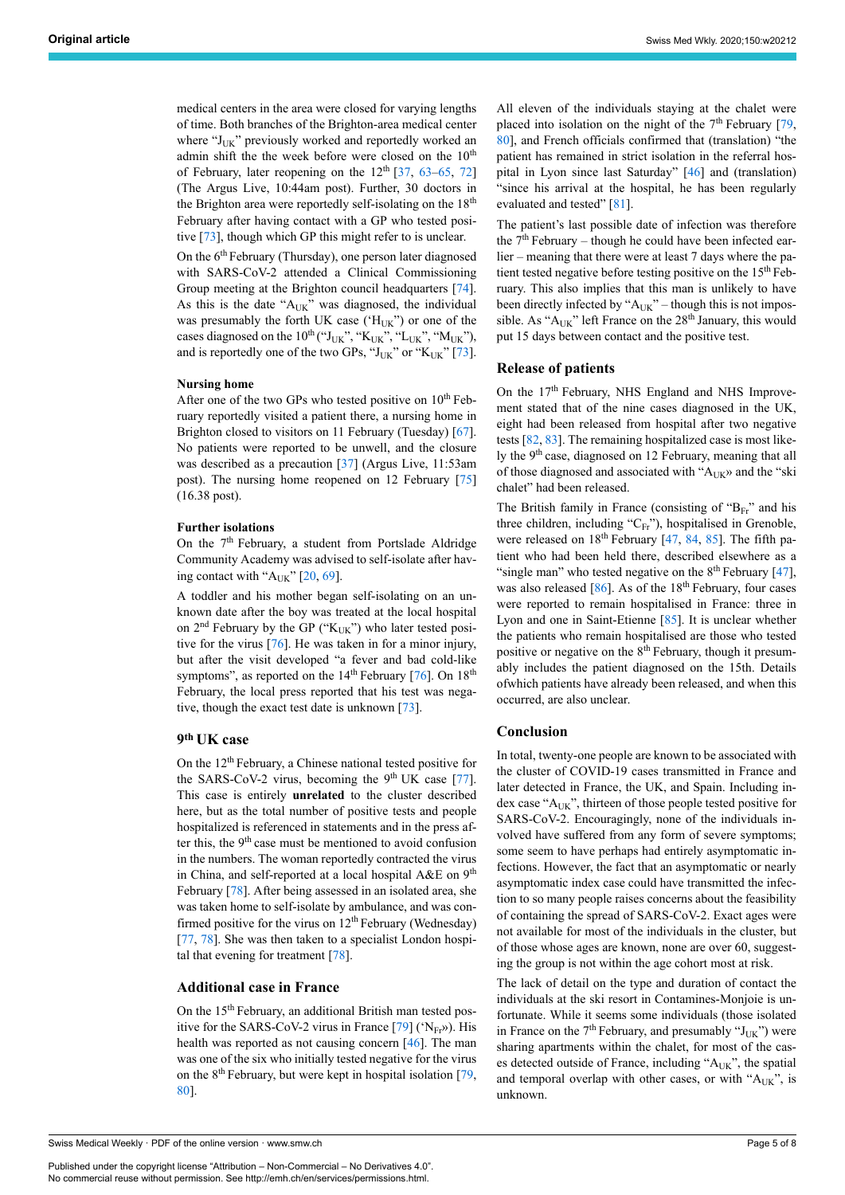medical centers in the area were closed for varying lengths of time. Both branches of the Brighton-area medical center where "$J_{UK}$" previously worked and reportedly worked an admin shift the the week before were closed on the 10th of February, later reopening on the 12th [37, 63–65, 72] (The Argus Live, 10:44am post). Further, 30 doctors in the Brighton area were reportedly self-isolating on the 18th February after having contact with a GP who tested positive [73], though which GP this might refer to is unclear.

On the 6th February (Thursday), one person later diagnosed with SARS-CoV-2 attended a Clinical Commissioning Group meeting at the Brighton council headquarters [74]. As this is the date "$A_{UK}$" was diagnosed, the individual was presumably the forth UK case ('$H_{UK}$") or one of the cases diagnosed on the 10th ("$J_{UK}$", "$K_{UK}$", "$L_{UK}$", "$M_{UK}$"), and is reportedly one of the two GPs, "$J_{UK}$" or "$K_{UK}$" [73].

#### Nursing home

After one of the two GPs who tested positive on 10th February reportedly visited a patient there, a nursing home in Brighton closed to visitors on 11 February (Tuesday) [67]. No patients were reported to be unwell, and the closure was described as a precaution [37] (Argus Live, 11:53am post). The nursing home reopened on 12 February [75] (16.38 post).

#### Further isolations

On the 7th February, a student from Portslade Aldridge Community Academy was advised to self-isolate after having contact with "$A_{UK}$" [20, 69].

A toddler and his mother began self-isolating on an unknown date after the boy was treated at the local hospital on 2nd February by the GP ("$K_{UK}$") who later tested positive for the virus [76]. He was taken in for a minor injury, but after the visit developed "a fever and bad cold-like symptoms", as reported on the 14th February [76]. On 18th February, the local press reported that his test was negative, though the exact test date is unknown [73].

### 9th UK case

On the 12th February, a Chinese national tested positive for the SARS-CoV-2 virus, becoming the 9th UK case [77]. This case is entirely **unrelated** to the cluster described here, but as the total number of positive tests and people hospitalized is referenced in statements and in the press after this, the 9th case must be mentioned to avoid confusion in the numbers. The woman reportedly contracted the virus in China, and self-reported at a local hospital A&E on 9th February [78]. After being assessed in an isolated area, she was taken home to self-isolate by ambulance, and was confirmed positive for the virus on 12th February (Wednesday) [77, 78]. She was then taken to a specialist London hospital that evening for treatment [78].

### Additional case in France

On the 15th February, an additional British man tested positive for the SARS-CoV-2 virus in France [79] ('$N_{Fr}$»). His health was reported as not causing concern [46]. The man was one of the six who initially tested negative for the virus on the 8th February, but were kept in hospital isolation [79, 80].

All eleven of the individuals staying at the chalet were placed into isolation on the night of the 7th February [79, 80], and French officials confirmed that (translation) "the patient has remained in strict isolation in the referral hospital in Lyon since last Saturday" [46] and (translation) "since his arrival at the hospital, he has been regularly evaluated and tested" [81].

The patient's last possible date of infection was therefore the 7th February – though he could have been infected earlier – meaning that there were at least 7 days where the patient tested negative before testing positive on the 15th February. This also implies that this man is unlikely to have been directly infected by "$A_{UK}$" – though this is not impossible. As "$A_{UK}$" left France on the 28th January, this would put 15 days between contact and the positive test.

### Release of patients

On the 17th February, NHS England and NHS Improvement stated that of the nine cases diagnosed in the UK, eight had been released from hospital after two negative tests [82, 83]. The remaining hospitalized case is most likely the 9th case, diagnosed on 12 February, meaning that all of those diagnosed and associated with "$A_{UK}$» and the "ski chalet" had been released.

The British family in France (consisting of "$B_{Fr}$" and his three children, including "$C_{Fr}$"), hospitalised in Grenoble, were released on 18th February [47, 84, 85]. The fifth patient who had been held there, described elsewhere as a "single man" who tested negative on the 8th February [47], was also released [86]. As of the 18th February, four cases were reported to remain hospitalised in France: three in Lyon and one in Saint-Etienne [85]. It is unclear whether the patients who remain hospitalised are those who tested positive or negative on the 8th February, though it presumably includes the patient diagnosed on the 15th. Details ofwhich patients have already been released, and when this occurred, are also unclear.

### Conclusion

In total, twenty-one people are known to be associated with the cluster of COVID-19 cases transmitted in France and later detected in France, the UK, and Spain. Including index case "$A_{UK}$", thirteen of those people tested positive for SARS-CoV-2. Encouragingly, none of the individuals involved have suffered from any form of severe symptoms; some seem to have perhaps had entirely asymptomatic infections. However, the fact that an asymptomatic or nearly asymptomatic index case could have transmitted the infection to so many people raises concerns about the feasibility of containing the spread of SARS-CoV-2. Exact ages were not available for most of the individuals in the cluster, but of those whose ages are known, none are over 60, suggesting the group is not within the age cohort most at risk.

The lack of detail on the type and duration of contact the individuals at the ski resort in Contamines-Monjoie is unfortunate. While it seems some individuals (those isolated in France on the 7th February, and presumably "$J_{UK}$") were sharing apartments within the chalet, for most of the cases detected outside of France, including "$A_{UK}$", the spatial and temporal overlap with other cases, or with "$A_{UK}$", is unknown.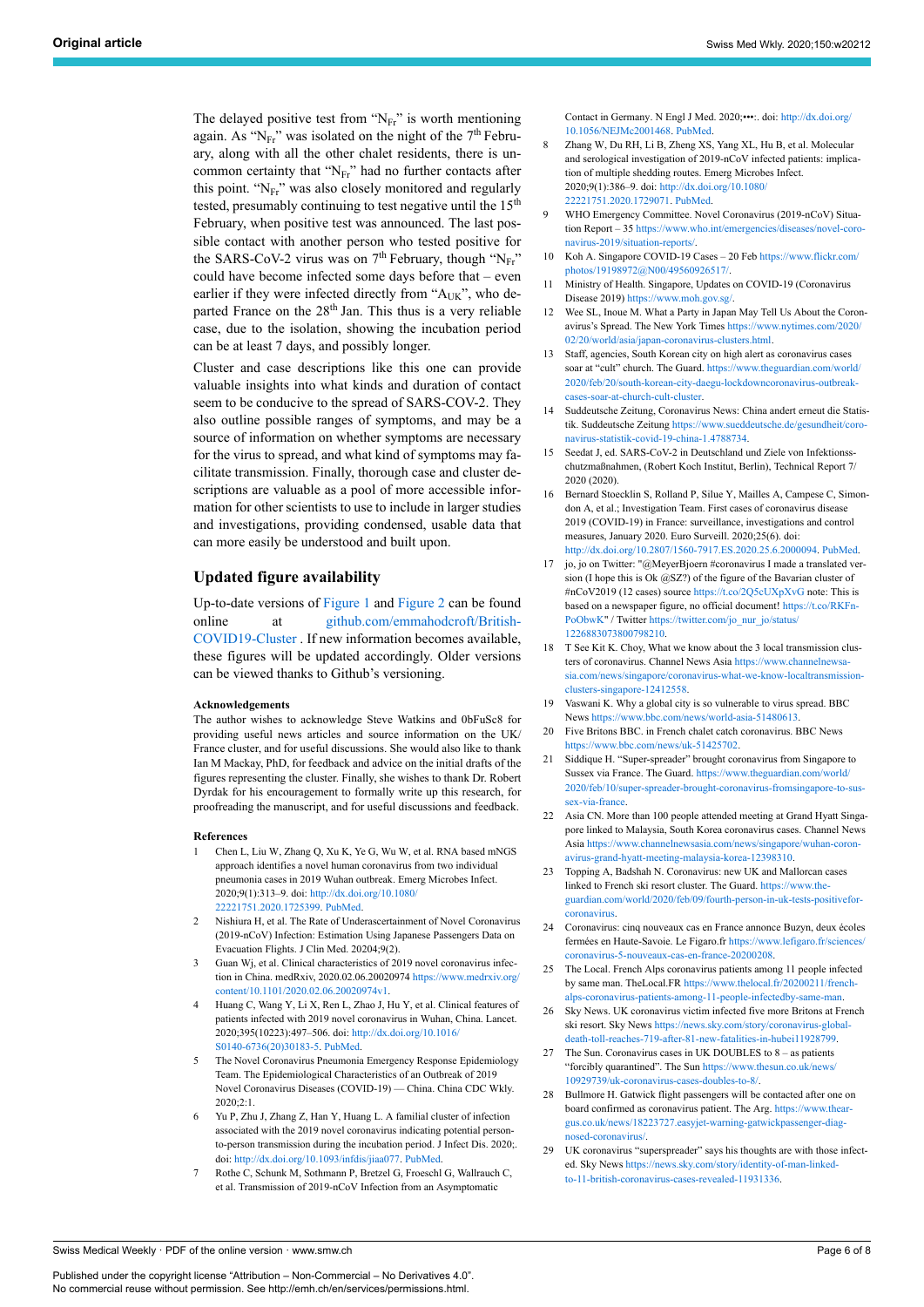The delayed positive test from "$N_{Fr}$" is worth mentioning again. As "$N_{Fr}$" was isolated on the night of the 7th February, along with all the other chalet residents, there is uncommon certainty that "$N_{Fr}$" had no further contacts after this point. "$N_{Fr}$" was also closely monitored and regularly tested, presumably continuing to test negative until the 15th February, when positive test was announced. The last possible contact with another person who tested positive for the SARS-CoV-2 virus was on 7th February, though "$N_{Fr}$" could have become infected some days before that – even earlier if they were infected directly from "$A_{UK}$", who departed France on the 28th Jan. This thus is a very reliable case, due to the isolation, showing the incubation period can be at least 7 days, and possibly longer.

Cluster and case descriptions like this one can provide valuable insights into what kinds and duration of contact seem to be conducive to the spread of SARS-COV-2. They also outline possible ranges of symptoms, and may be a source of information on whether symptoms are necessary for the virus to spread, and what kind of symptoms may facilitate transmission. Finally, thorough case and cluster descriptions are valuable as a pool of more accessible information for other scientists to use to include in larger studies and investigations, providing condensed, usable data that can more easily be understood and built upon.

## Updated figure availability

Up-to-date versions of Figure 1 and Figure 2 can be found online at github.com/emmahodcroft/British-COVID19-Cluster . If new information becomes available, these figures will be updated accordingly. Older versions can be viewed thanks to Github's versioning.

### Acknowledgements

The author wishes to acknowledge Steve Watkins and 0bFuSc8 for providing useful news articles and source information on the UK/France cluster, and for useful discussions. She would also like to thank Ian M Mackay, PhD, for feedback and advice on the initial drafts of the figures representing the cluster. Finally, she wishes to thank Dr. Robert Dyrdak for his encouragement to formally write up this research, for proofreading the manuscript, and for useful discussions and feedback.

### References

1. Chen L, Liu W, Zhang Q, Xu K, Ye G, Wu W, et al. RNA based mNGS approach identifies a novel human coronavirus from two individual pneumonia cases in 2019 Wuhan outbreak. Emerg Microbes Infect. 2020;9(1):313–9. doi: http://dx.doi.org/10.1080/22221751.2020.1725399. PubMed.
2. Nishiura H, et al. The Rate of Underascertainment of Novel Coronavirus (2019-nCoV) Infection: Estimation Using Japanese Passengers Data on Evacuation Flights. J Clin Med. 20204;9(2).
3. Guan Wj, et al. Clinical characteristics of 2019 novel coronavirus infection in China. medRxiv, 2020.02.06.20020974 https://www.medrxiv.org/content/10.1101/2020.02.06.20020974v1.
4. Huang C, Wang Y, Li X, Ren L, Zhao J, Hu Y, et al. Clinical features of patients infected with 2019 novel coronavirus in Wuhan, China. Lancet. 2020;395(10223):497–506. doi: http://dx.doi.org/10.1016/S0140-6736(20)30183-5. PubMed.
5. The Novel Coronavirus Pneumonia Emergency Response Epidemiology Team. The Epidemiological Characteristics of an Outbreak of 2019 Novel Coronavirus Diseases (COVID-19) — China. China CDC Wkly. 2020;2:1.
6. Yu P, Zhu J, Zhang Z, Han Y, Huang L. A familial cluster of infection associated with the 2019 novel coronavirus indicating potential person-to-person transmission during the incubation period. J Infect Dis. 2020;. doi: http://dx.doi.org/10.1093/infdis/jiaa077. PubMed.
7. Rothe C, Schunk M, Sothmann P, Bretzel G, Froeschl G, Wallrauch C, et al. Transmission of 2019-nCoV Infection from an Asymptomatic Contact in Germany. N Engl J Med. 2020;•••:. doi: http://dx.doi.org/10.1056/NEJMc2001468. PubMed.
8. Zhang W, Du RH, Li B, Zheng XS, Yang XL, Hu B, et al. Molecular and serological investigation of 2019-nCoV infected patients: implication of multiple shedding routes. Emerg Microbes Infect. 2020;9(1):386–9. doi: http://dx.doi.org/10.1080/22221751.2020.1729071. PubMed.
9. WHO Emergency Committee. Novel Coronavirus (2019-nCoV) Situation Report – 35 https://www.who.int/emergencies/diseases/novel-coronavirus-2019/situation-reports/.
10. Koh A. Singapore COVID-19 Cases – 20 Feb https://www.flickr.com/photos/19198972@N00/49560926517/.
11. Ministry of Health. Singapore, Updates on COVID-19 (Coronavirus Disease 2019) https://www.moh.gov.sg/.
12. Wee SL, Inoue M. What a Party in Japan May Tell Us About the Coronavirus's Spread. The New York Times https://www.nytimes.com/2020/02/20/world/asia/japan-coronavirus-clusters.html.
13. Staff, agencies, South Korean city on high alert as coronavirus cases soar at "cult" church. The Guard. https://www.theguardian.com/world/2020/feb/20/south-korean-city-daegu-lockdowncoronavirus-outbreak-cases-soar-at-church-cult-cluster.
14. Suddeutsche Zeitung, Coronavirus News: China andert erneut die Statistik. Suddeutsche Zeitung https://www.sueddeutsche.de/gesundheit/coronavirus-statistik-covid-19-china-1.4788734.
15. Seedat J, ed. SARS-CoV-2 in Deutschland und Ziele von Infektionsschutzmaßnahmen, (Robert Koch Institut, Berlin), Technical Report 7/2020 (2020).
16. Bernard Stoecklin S, Rolland P, Silue Y, Mailles A, Campese C, Simondon A, et al.; Investigation Team. First cases of coronavirus disease 2019 (COVID-19) in France: surveillance, investigations and control measures, January 2020. Euro Surveill. 2020;25(6). doi: http://dx.doi.org/10.2807/1560-7917.ES.2020.25.6.2000094. PubMed.
17. jo, jo on Twitter: "@MeyerBjoern #coronavirus I made a translated version (I hope this is Ok @SZ?) of the figure of the Bavarian cluster of #nCoV2019 (12 cases) source https://t.co/2Q5cUXpXvG note: This is based on a newspaper figure, no official document! https://t.co/RKFnPoObwK" / Twitter https://twitter.com/jo_nur_jo/status/1226883073800798210.
18. T See Kit K. Choy, What we know about the 3 local transmission clusters of coronavirus. Channel News Asia https://www.channelnewsasia.com/news/singapore/coronavirus-what-we-know-localtransmission-clusters-singapore-12412558.
19. Vaswani K. Why a global city is so vulnerable to virus spread. BBC News https://www.bbc.com/news/world-asia-51480613.
20. Five Britons BBC. in French chalet catch coronavirus. BBC News https://www.bbc.com/news/uk-51425702.
21. Siddique H. "Super-spreader" brought coronavirus from Singapore to Sussex via France. The Guard. https://www.theguardian.com/world/2020/feb/10/super-spreader-brought-coronavirus-fromsingapore-to-sussex-via-france.
22. Asia CN. More than 100 people attended meeting at Grand Hyatt Singapore linked to Malaysia, South Korea coronavirus cases. Channel News Asia https://www.channelnewsasia.com/news/singapore/wuhan-coronavirus-grand-hyatt-meeting-malaysia-korea-12398310.
23. Topping A, Badshah N. Coronavirus: new UK and Mallorcan cases linked to French ski resort cluster. The Guard. https://www.theguardian.com/world/2020/feb/09/fourth-person-in-uk-tests-positivefor-coronavirus.
24. Coronavirus: cinq nouveaux cas en France annonce Buzyn, deux écoles fermées en Haute-Savoie. Le Figaro.fr https://www.lefigaro.fr/sciences/coronavirus-5-nouveaux-cas-en-france-20200208.
25. The Local. French Alps coronavirus patients among 11 people infected by same man. TheLocal.FR https://www.thelocal.fr/20200211/french-alps-coronavirus-patients-among-11-people-infectedby-same-man.
26. Sky News. UK coronavirus victim infected five more Britons at French ski resort. Sky News https://news.sky.com/story/coronavirus-global-death-toll-reaches-719-after-81-new-fatalities-in-hubei11928799.
27. The Sun. Coronavirus cases in UK DOUBLES to 8 – as patients "forcibly quarantined". The Sun https://www.thesun.co.uk/news/10929739/uk-coronavirus-cases-doubles-to-8/.
28. Bullmore H. Gatwick flight passengers will be contacted after one on board confirmed as coronavirus patient. The Arg. https://www.theargus.co.uk/news/18223727.easyjet-warning-gatwickpassenger-diagnosed-coronavirus/.
29. UK coronavirus "superspreader" says his thoughts are with those infected. Sky News https://news.sky.com/story/identity-of-man-linked-to-11-british-coronavirus-cases-revealed-11931336.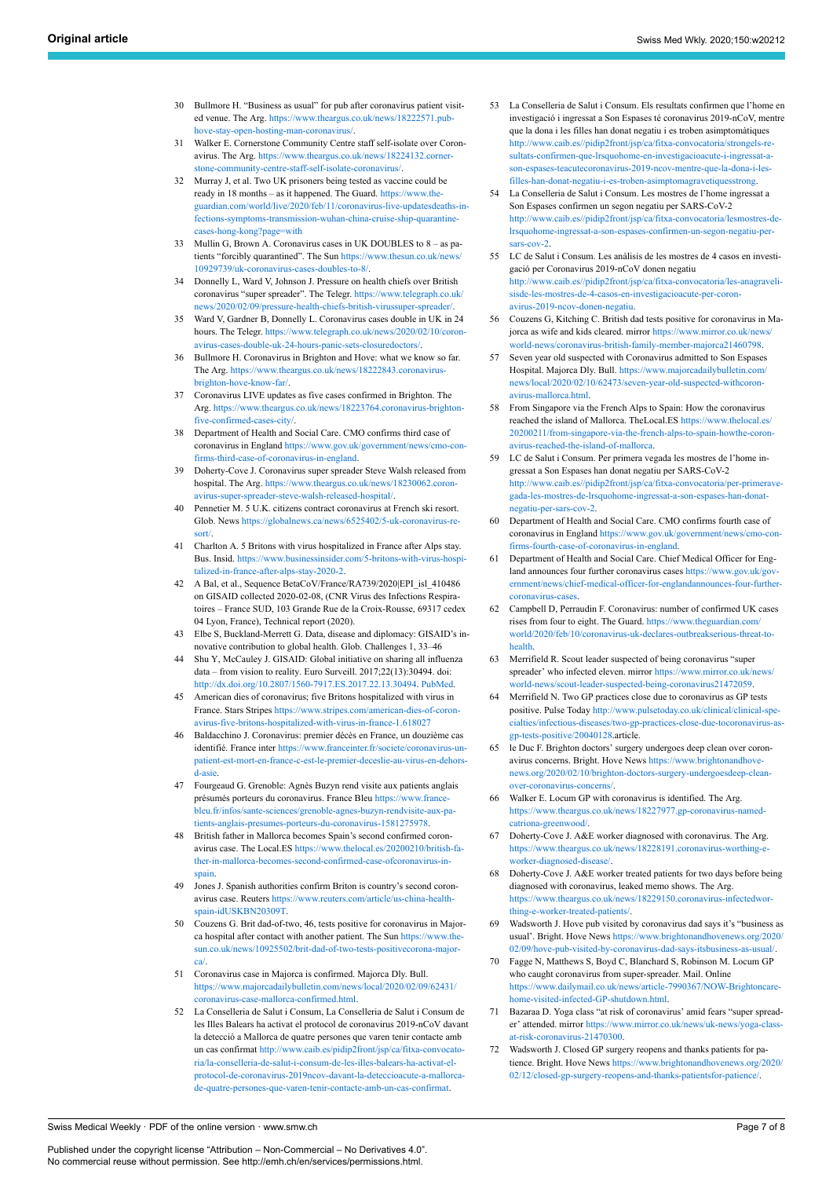30 Bullmore H. "Business as usual" for pub after coronavirus patient visited venue. The Arg. https://www.theargus.co.uk/news/18222571.pub-hove-stay-open-hosting-man-coronavirus/.

31 Walker E. Cornerstone Community Centre staff self-isolate over Coronavirus. The Arg. https://www.theargus.co.uk/news/18224132.cornerstone-community-centre-staff-self-isolate-coronavirus/.

32 Murray J, et al. Two UK prisoners being tested as vaccine could be ready in 18 months – as it happened. The Guard. https://www.theguardian.com/world/live/2020/feb/11/coronavirus-live-updatesdeaths-infections-symptoms-transmission-wuhan-china-cruise-ship-quarantine-cases-hong-kong?page=with

33 Mullin G, Brown A. Coronavirus cases in UK DOUBLES to 8 – as patients "forcibly quarantined". The Sun https://www.thesun.co.uk/news/10929739/uk-coronavirus-cases-doubles-to-8/.

34 Donnelly L, Ward V, Johnson J. Pressure on health chiefs over British coronavirus "super spreader". The Telegr. https://www.telegraph.co.uk/news/2020/02/09/pressure-health-chiefs-british-virussuper-spreader/.

35 Ward V, Gardner B, Donnelly L. Coronavirus cases double in UK in 24 hours. The Telegr. https://www.telegraph.co.uk/news/2020/02/10/coronavirus-cases-double-uk-24-hours-panic-sets-closuredoctors/.

36 Bullmore H. Coronavirus in Brighton and Hove: what we know so far. The Arg. https://www.theargus.co.uk/news/18222843.coronavirus-brighton-hove-know-far/.

37 Coronavirus LIVE updates as five cases confirmed in Brighton. The Arg. https://www.theargus.co.uk/news/18223764.coronavirus-brighton-five-confirmed-cases-city/.

38 Department of Health and Social Care. CMO confirms third case of coronavirus in England https://www.gov.uk/government/news/cmo-confirms-third-case-of-coronavirus-in-england.

39 Doherty-Cove J. Coronavirus super spreader Steve Walsh released from hospital. The Arg. https://www.theargus.co.uk/news/18230062.coronavirus-super-spreader-steve-walsh-released-hospital/.

40 Pennetier M. 5 U.K. citizens contract coronavirus at French ski resort. Glob. News https://globalnews.ca/news/6525402/5-uk-coronavirus-resort/.

41 Charlton A. 5 Britons with virus hospitalized in France after Alps stay. Bus. Insid. https://www.businessinsider.com/5-britons-with-virus-hospitalized-in-france-after-alps-stay-2020-2.

42 A Bal, et al., Sequence BetaCoV/France/RA739/2020|EPI_isl_410486 on GISAID collected 2020-02-08, (CNR Virus des Infections Respiratoires – France SUD, 103 Grande Rue de la Croix-Rousse, 69317 cedex 04 Lyon, France), Technical report (2020).

43 Elbe S, Buckland-Merrett G. Data, disease and diplomacy: GISAID's innovative contribution to global health. Glob. Challenges 1, 33–46

44 Shu Y, McCauley J. GISAID: Global initiative on sharing all influenza data – from vision to reality. Euro Surveill. 2017;22(13):30494. doi: http://dx.doi.org/10.2807/1560-7917.ES.2017.22.13.30494. PubMed.

45 American dies of coronavirus; five Britons hospitalized with virus in France. Stars Stripes https://www.stripes.com/american-dies-of-coronavirus-five-britons-hospitalized-with-virus-in-france-1.618027

46 Baldacchino J. Coronavirus: premier décès en France, un douzième cas identifié. France inter https://www.franceinter.fr/societe/coronavirus-un-patient-est-mort-en-france-c-est-le-premier-deceslie-au-virus-en-dehors-d-asie.

47 Fourgeaud G. Grenoble: Agnès Buzyn rend visite aux patients anglais présumés porteurs du coronavirus. France Bleu https://www.francebleu.fr/infos/sante-sciences/grenoble-agnes-buzyn-rendvisite-aux-patients-anglais-presumes-porteurs-du-coronavirus-1581275978.

48 British father in Mallorca becomes Spain's second confirmed coronavirus case. The Local.ES https://www.thelocal.es/20200210/british-father-in-mallorca-becomes-second-confirmed-case-ofcoronavirus-in-spain.

49 Jones J. Spanish authorities confirm Briton is country's second coronavirus case. Reuters https://www.reuters.com/article/us-china-health-spain-idUSKBN20309T.

50 Couzens G. Brit dad-of-two, 46, tests positive for coronavirus in Majorca hospital after contact with another patient. The Sun https://www.thesun.co.uk/news/10925502/brit-dad-of-two-tests-positivecorona-majorca/.

51 Coronavirus case in Majorca is confirmed. Majorca Dly. Bull. https://www.majorcadailybulletin.com/news/local/2020/02/09/62431/coronavirus-case-mallorca-confirmed.html.

52 La Conselleria de Salut i Consum, La Conselleria de Salut i Consum de les Illes Balears ha activat el protocol de coronavirus 2019-nCoV davant la detecció a Mallorca de quatre persones que varen tenir contacte amb un cas confirmat http://www.caib.es/pidip2front/jsp/ca/fitxa-convocatoria/la-conselleria-de-salut-i-consum-de-les-illes-balears-ha-activat-el-protocol-de-coronavirus-2019ncov-davant-la-deteccioacute-a-mallorca-de-quatre-persones-que-varen-tenir-contacte-amb-un-cas-confirmat.

53 La Conselleria de Salut i Consum. Els resultats confirmen que l'home en investigació i ingressat a Son Espases té coronavirus 2019-nCoV, mentre que la dona i les filles han donat negatiu i es troben asimptomàtiques http://www.caib.es//pidip2front/jsp/ca/fitxa-convocatoria/strongels-resultats-confirmen-que-lrsquohome-en-investigacioacute-i-ingressat-a-son-espases-teacutecoronavirus-2019-ncov-mentre-que-la-dona-i-les-filles-han-donat-negatiu-i-es-troben-asimptomagravetiquesstrong.

54 La Conselleria de Salut i Consum. Les mostres de l'home ingressat a Son Espases confirmen un segon negatiu per SARS-CoV-2 http://www.caib.es//pidip2front/jsp/ca/fitxa-convocatoria/lesmostres-de-lrsquohome-ingressat-a-son-espases-confirmen-un-segon-negatiu-per-sars-cov-2.

55 LC de Salut i Consum. Les anàlisis de les mostres de 4 casos en investigació per Coronavirus 2019-nCoV donen negatiu http://www.caib.es//pidip2front/jsp/ca/fitxa-convocatoria/les-anagravelisisde-les-mostres-de-4-casos-en-investigacioacute-per-coron-avirus-2019-ncov-donen-negatiu.

56 Couzens G, Kitching C. British dad tests positive for coronavirus in Majorca as wife and kids cleared. mirror https://www.mirror.co.uk/news/world-news/coronavirus-british-family-member-majorca21460798.

57 Seven year old suspected with Coronavirus admitted to Son Espases Hospital. Majorca Dly. Bull. https://www.majorcadailybulletin.com/news/local/2020/02/10/62473/seven-year-old-suspected-withcoronavirus-mallorca.html.

58 From Singapore via the French Alps to Spain: How the coronavirus reached the island of Mallorca. TheLocal.ES https://www.thelocal.es/20200211/from-singapore-via-the-french-alps-to-spain-howthe-coronavirus-reached-the-island-of-mallorca.

59 LC de Salut i Consum. Per primera vegada les mostres de l'home ingressat a Son Espases han donat negatiu per SARS-CoV-2 http://www.caib.es//pidip2front/jsp/ca/fitxa-convocatoria/per-primerave-gada-les-mostres-de-lrsquohome-ingressat-a-son-espases-han-donat-negatiu-per-sars-cov-2.

60 Department of Health and Social Care. CMO confirms fourth case of coronavirus in England https://www.gov.uk/government/news/cmo-confirms-fourth-case-of-coronavirus-in-england.

61 Department of Health and Social Care. Chief Medical Officer for England announces four further coronavirus cases https://www.gov.uk/government/news/chief-medical-officer-for-englandannounces-four-further-coronavirus-cases.

62 Campbell D, Perraudin F. Coronavirus: number of confirmed UK cases rises from four to eight. The Guard. https://www.theguardian.com/world/2020/feb/10/coronavirus-uk-declares-outbreakserious-threat-to-health.

63 Merrifield R. Scout leader suspected of being coronavirus "super spreader" who infected eleven. mirror https://www.mirror.co.uk/news/world-news/scout-leader-suspected-being-coronavirus21472059.

64 Merrifield N. Two GP practices close due to coronavirus as GP tests positive. Pulse Today http://www.pulsetoday.co.uk/clinical/clinical-specialties/infectious-diseases/two-gp-practices-close-due-tocoronavirus-as-gp-tests-positive/20040128.article.

65 le Duc F. Brighton doctors' surgery undergoes deep clean over coronavirus concerns. Bright. Hove News https://www.brightonandhovenews.org/2020/02/10/brighton-doctors-surgery-undergoesdeep-clean-over-coronavirus-concerns/.

66 Walker E. Locum GP with coronavirus is identified. The Arg. https://www.theargus.co.uk/news/18227977.gp-coronavirus-named-catriona-greenwood/.

67 Doherty-Cove J. A&E worker diagnosed with coronavirus. The Arg. https://www.theargus.co.uk/news/18228191.coronavirus-worthing-e-worker-diagnosed-disease/.

68 Doherty-Cove J. A&E worker treated patients for two days before being diagnosed with coronavirus, leaked memo shows. The Arg. https://www.theargus.co.uk/news/18229150.coronavirus-infectedworthing-e-worker-treated-patients/.

69 Wadsworth J. Hove pub visited by coronavirus dad says it's "business as usual'. Bright. Hove News https://www.brightonandhovenews.org/2020/02/09/hove-pub-visited-by-coronavirus-dad-says-itsbusiness-as-usual/.

70 Fagge N, Matthews S, Boyd C, Blanchard S, Robinson M. Locum GP who caught coronavirus from super-spreader. Mail. Online https://www.dailymail.co.uk/news/article-7990367/NOW-Brightoncare-home-visited-infected-GP-shutdown.html.

71 Bazaraa D. Yoga class "at risk of coronavirus" amid fears "super spreader" attended. mirror https://www.mirror.co.uk/news/uk-news/yoga-class-at-risk-coronavirus-21470300.

72 Wadsworth J. Closed GP surgery reopens and thanks patients for patience. Bright. Hove News https://www.brightonandhovenews.org/2020/02/12/closed-gp-surgery-reopens-and-thanks-patientsfor-patience/.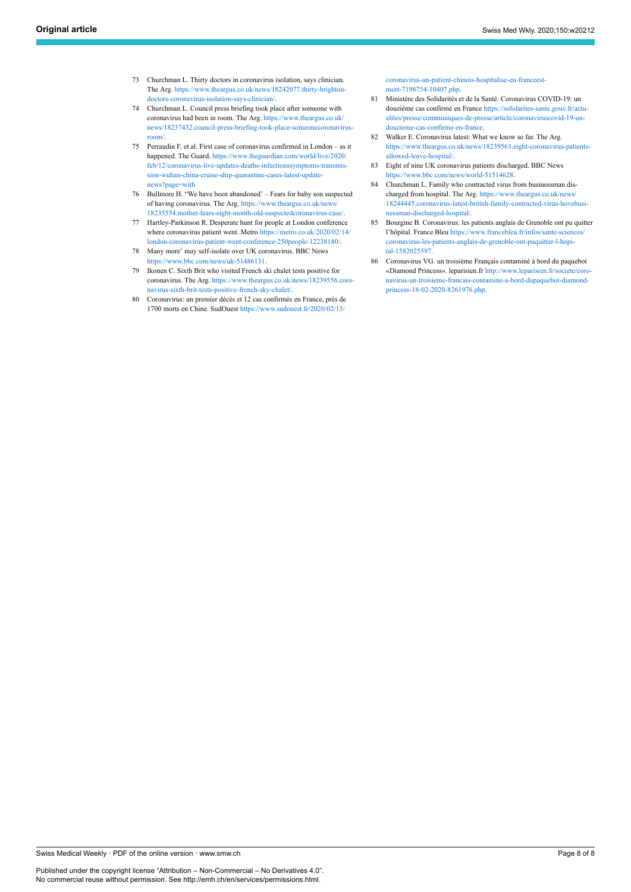73 Churchman L. Thirty doctors in coronavirus isolation, says clinician. The Arg. https://www.theargus.co.uk/news/18242077.thirty-brighton-doctors-coronavirus-isolation-says-clinician/.

74 Churchman L. Council press briefing took place after someone with coronavirus had been in room. The Arg. https://www.theargus.co.uk/news/18237432.council-press-briefing-took-place-someonecoronavirus-room/.

75 Perraudin F, et al. First case of coronavirus confirmed in London – as it happened. The Guard. https://www.theguardian.com/world/live/2020/feb/12/coronavirus-live-updates-deaths-infectionssymptoms-transmission-wuhan-china-cruise-ship-quarantine-cases-latest-update-news?page=with

76 Bullmore H. "We have been abandoned' – Fears for baby son suspected of having coronavirus. The Arg. https://www.theargus.co.uk/news/18235554.mother-fears-eight-month-old-suspectedcoronavirus-case/.

77 Hartley-Parkinson R. Desperate hunt for people at London conference where coronavirus patient went. Metro https://metro.co.uk/2020/02/14/london-coronavirus-patient-went-conference-250people-12238180/.

78 Many more' may self-isolate over UK coronavirus. BBC News https://www.bbc.com/news/uk-51486131.

79 Ikonen C. Sixth Brit who visited French ski chalet tests positive for coronavirus. The Arg. https://www.theargus.co.uk/news/18239556.coronavirus-sixth-brit-tests-positive-french-sky-chalet/.

80 Coronavirus: un premier décès et 12 cas confirmés en France, près de 1700 morts en Chine. SudOuest https://www.sudouest.fr/2020/02/15/coronavirus-un-patient-chinois-hospitalise-en-franceest-mort-7198754-10407.php.

81 Ministère des Solidarités et de la Santé. Coronavirus COVID-19: un douzième cas confirmé en France https://solidarites-sante.gouv.fr/actualites/presse/communiques-de-presse/article/coronaviruscovid-19-un-douzieme-cas-confirme-en-france.

82 Walker E. Coronavirus latest: What we know so far. The Arg. https://www.theargus.co.uk/news/18239563.eight-coronavirus-patients-allowed-leave-hospital/.

83 Eight of nine UK coronavirus patients discharged. BBC News https://www.bbc.com/news/world-51514628.

84 Churchman L. Family who contracted virus from businessman discharged from hospital. The Arg. https://www.theargus.co.uk/news/18244445.coronavirus-latest-british-family-contracted-virus-hovebusinessman-discharged-hospital/.

85 Bourgine B. Coronavirus: les patients anglais de Grenoble ont pu quitter l'hôpital. France Bleu https://www.francebleu.fr/infos/sante-sciences/coronavirus-les-patients-anglais-de-grenoble-ont-puquitter-l-hopital-1582025597.

86 Coronavirus VG. un troisième Français contaminé à bord du paquebot «Diamond Princess». leparisien.fr http://www.leparisien.fr/societe/coronavirus-un-troisieme-francais-contamine-a-bord-dupaquebot-diamond-princess-18-02-2020-8261976.php.

Published under the copyright license "Attribution – Non-Commercial – No Derivatives 4.0". No commercial reuse without permission. See http://emh.ch/en/services/permissions.html.